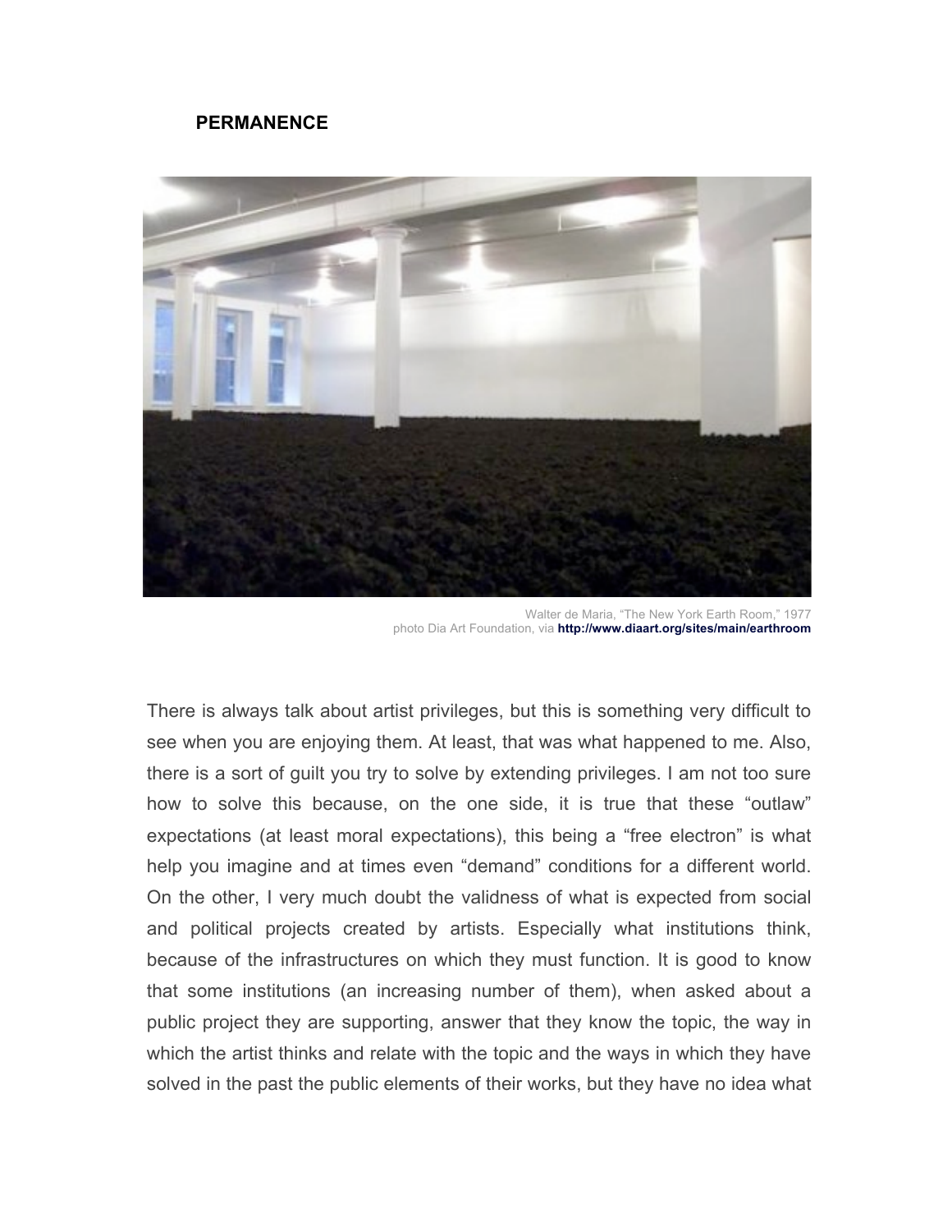## PERMANENCE

Walter de Maria, "The New York Earth Room," 1977
photo Dia Art Foundation, via **http://www.diaart.org/sites/main/earthroom**

There is always talk about artist privileges, but this is something very difficult to see when you are enjoying them. At least, that was what happened to me. Also, there is a sort of guilt you try to solve by extending privileges. I am not too sure how to solve this because, on the one side, it is true that these "outlaw" expectations (at least moral expectations), this being a "free electron" is what help you imagine and at times even "demand" conditions for a different world. On the other, I very much doubt the validness of what is expected from social and political projects created by artists. Especially what institutions think, because of the infrastructures on which they must function. It is good to know that some institutions (an increasing number of them), when asked about a public project they are supporting, answer that they know the topic, the way in which the artist thinks and relate with the topic and the ways in which they have solved in the past the public elements of their works, but they have no idea what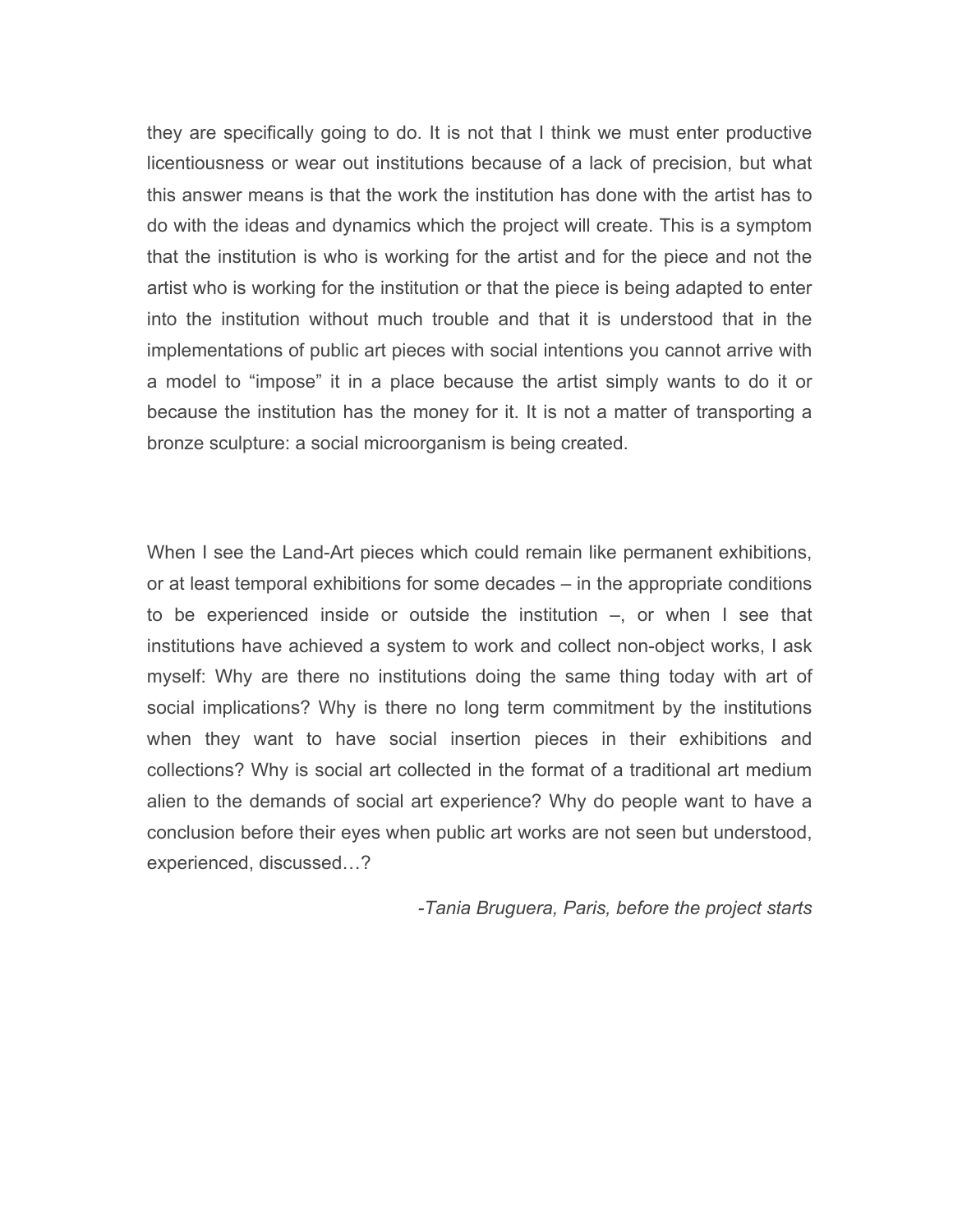they are specifically going to do. It is not that I think we must enter productive licentiousness or wear out institutions because of a lack of precision, but what this answer means is that the work the institution has done with the artist has to do with the ideas and dynamics which the project will create. This is a symptom that the institution is who is working for the artist and for the piece and not the artist who is working for the institution or that the piece is being adapted to enter into the institution without much trouble and that it is understood that in the implementations of public art pieces with social intentions you cannot arrive with a model to "impose" it in a place because the artist simply wants to do it or because the institution has the money for it. It is not a matter of transporting a bronze sculpture: a social microorganism is being created.

When I see the Land-Art pieces which could remain like permanent exhibitions, or at least temporal exhibitions for some decades – in the appropriate conditions to be experienced inside or outside the institution –, or when I see that institutions have achieved a system to work and collect non-object works, I ask myself: Why are there no institutions doing the same thing today with art of social implications? Why is there no long term commitment by the institutions when they want to have social insertion pieces in their exhibitions and collections? Why is social art collected in the format of a traditional art medium alien to the demands of social art experience? Why do people want to have a conclusion before their eyes when public art works are not seen but understood, experienced, discussed…?

*-Tania Bruguera, Paris, before the project starts*